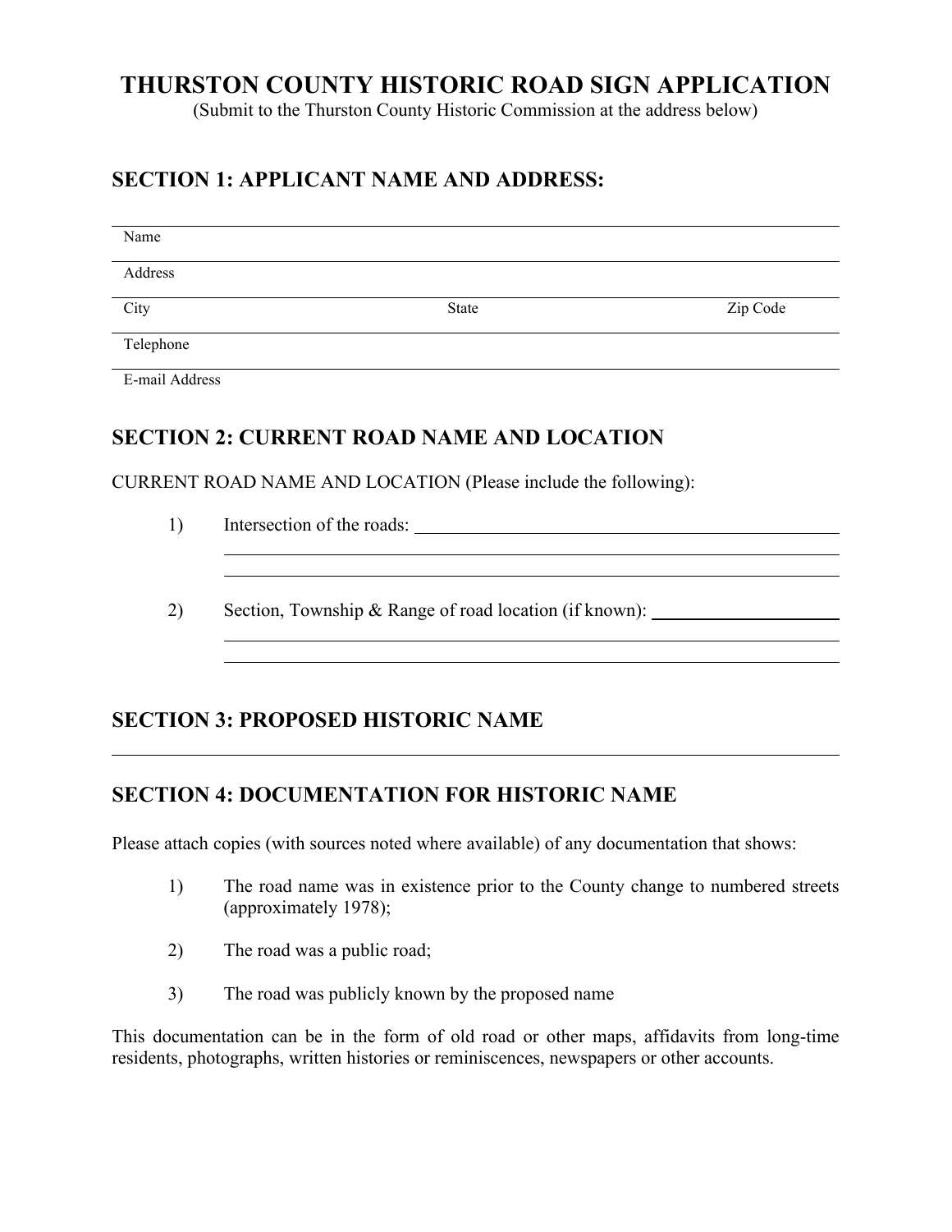# THURSTON COUNTY HISTORIC ROAD SIGN APPLICATION

(Submit to the Thurston County Historic Commission at the address below)

## SECTION 1: APPLICANT NAME AND ADDRESS:

Name

Address

City State Zip Code

Telephone

E-mail Address

## SECTION 2: CURRENT ROAD NAME AND LOCATION

CURRENT ROAD NAME AND LOCATION (Please include the following):

1) Intersection of the roads: ______________________________

2) Section, Township & Range of road location (if known): ______________________________

## SECTION 3: PROPOSED HISTORIC NAME

______________________________

## SECTION 4: DOCUMENTATION FOR HISTORIC NAME

Please attach copies (with sources noted where available) of any documentation that shows:

1) The road name was in existence prior to the County change to numbered streets (approximately 1978);

2) The road was a public road;

3) The road was publicly known by the proposed name

This documentation can be in the form of old road or other maps, affidavits from long-time residents, photographs, written histories or reminiscences, newspapers or other accounts.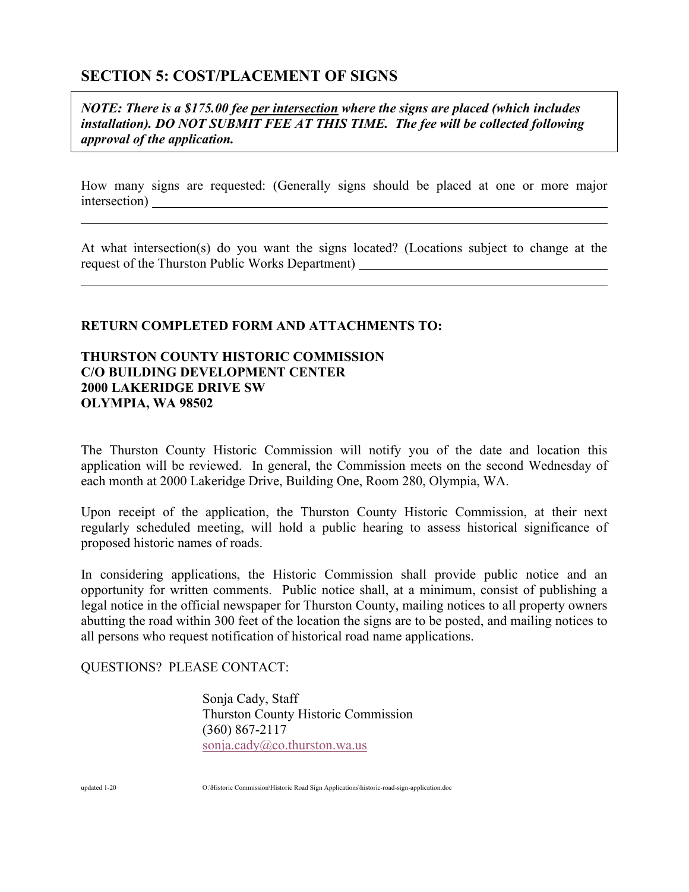## SECTION 5: COST/PLACEMENT OF SIGNS

> ***NOTE: There is a $175.00 fee per intersection where the signs are placed (which includes installation). DO NOT SUBMIT FEE AT THIS TIME. The fee will be collected following approval of the application.***

How many signs are requested: (Generally signs should be placed at one or more major intersection) ______________________________________________________________

______________________________________________________________

At what intersection(s) do you want the signs located? (Locations subject to change at the request of the Thurston Public Works Department) ______________________________

______________________________________________________________

**RETURN COMPLETED FORM AND ATTACHMENTS TO:**

**THURSTON COUNTY HISTORIC COMMISSION**
**C/O BUILDING DEVELOPMENT CENTER**
**2000 LAKERIDGE DRIVE SW**
**OLYMPIA, WA 98502**

The Thurston County Historic Commission will notify you of the date and location this application will be reviewed. In general, the Commission meets on the second Wednesday of each month at 2000 Lakeridge Drive, Building One, Room 280, Olympia, WA.

Upon receipt of the application, the Thurston County Historic Commission, at their next regularly scheduled meeting, will hold a public hearing to assess historical significance of proposed historic names of roads.

In considering applications, the Historic Commission shall provide public notice and an opportunity for written comments. Public notice shall, at a minimum, consist of publishing a legal notice in the official newspaper for Thurston County, mailing notices to all property owners abutting the road within 300 feet of the location the signs are to be posted, and mailing notices to all persons who request notification of historical road name applications.

QUESTIONS? PLEASE CONTACT:

Sonja Cady, Staff
Thurston County Historic Commission
(360) 867-2117
sonja.cady@co.thurston.wa.us

updated 1-20 O:\Historic Commission\Historic Road Sign Applications\historic-road-sign-application.doc